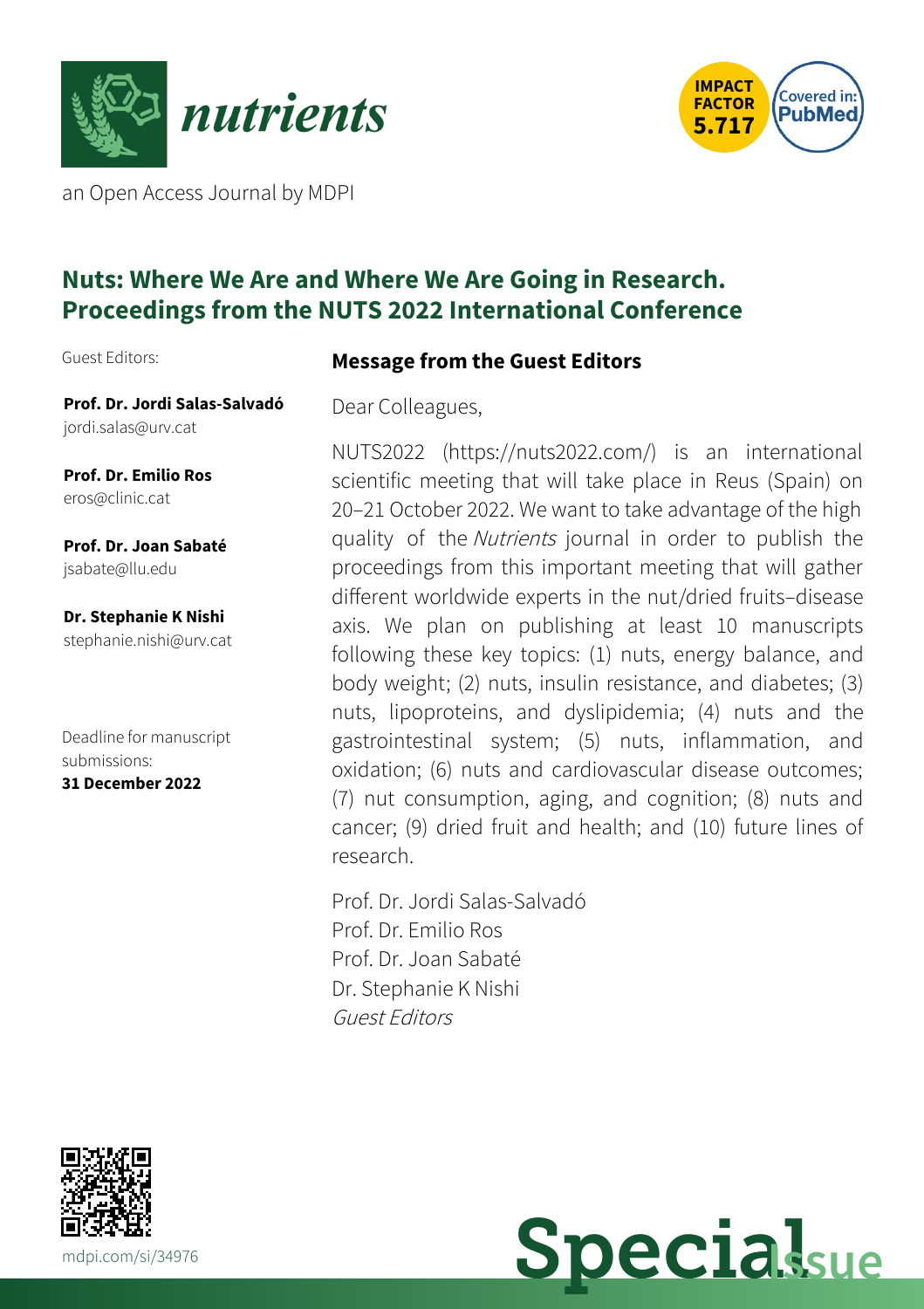# nutrients

an Open Access Journal by MDPI

IMPACT FACTOR 5.717

Covered in: PubMed

## Nuts: Where We Are and Where We Are Going in Research. Proceedings from the NUTS 2022 International Conference

Guest Editors:

**Prof. Dr. Jordi Salas-Salvadó**
jordi.salas@urv.cat

**Prof. Dr. Emilio Ros**
eros@clinic.cat

**Prof. Dr. Joan Sabaté**
jsabate@llu.edu

**Dr. Stephanie K Nishi**
stephanie.nishi@urv.cat

Deadline for manuscript submissions:
**31 December 2022**

### Message from the Guest Editors

Dear Colleagues,

NUTS2022 (https://nuts2022.com/) is an international scientific meeting that will take place in Reus (Spain) on 20–21 October 2022. We want to take advantage of the high quality of the *Nutrients* journal in order to publish the proceedings from this important meeting that will gather different worldwide experts in the nut/dried fruits–disease axis. We plan on publishing at least 10 manuscripts following these key topics: (1) nuts, energy balance, and body weight; (2) nuts, insulin resistance, and diabetes; (3) nuts, lipoproteins, and dyslipidemia; (4) nuts and the gastrointestinal system; (5) nuts, inflammation, and oxidation; (6) nuts and cardiovascular disease outcomes; (7) nut consumption, aging, and cognition; (8) nuts and cancer; (9) dried fruit and health; and (10) future lines of research.

Prof. Dr. Jordi Salas-Salvadó
Prof. Dr. Emilio Ros
Prof. Dr. Joan Sabaté
Dr. Stephanie K Nishi
*Guest Editors*

mdpi.com/si/34976

Special Issue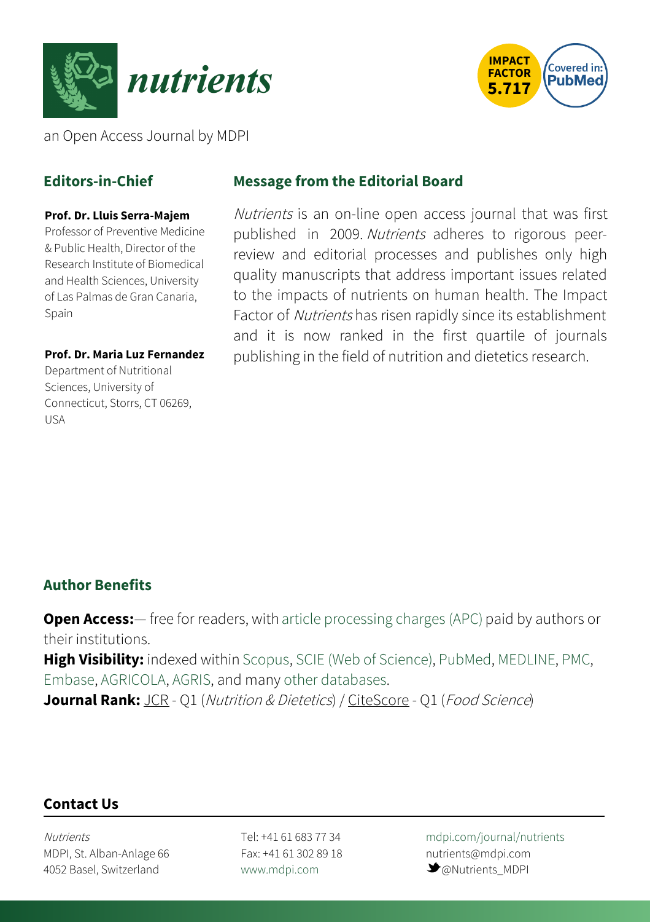# *nutrients*

IMPACT FACTOR 5.717

Covered in: PubMed

an Open Access Journal by MDPI

## Editors-in-Chief

**Prof. Dr. Lluis Serra-Majem**
Professor of Preventive Medicine & Public Health, Director of the Research Institute of Biomedical and Health Sciences, University of Las Palmas de Gran Canaria, Spain

**Prof. Dr. Maria Luz Fernandez**
Department of Nutritional Sciences, University of Connecticut, Storrs, CT 06269, USA

## Message from the Editorial Board

*Nutrients* is an on-line open access journal that was first published in 2009. *Nutrients* adheres to rigorous peer-review and editorial processes and publishes only high quality manuscripts that address important issues related to the impacts of nutrients on human health. The Impact Factor of *Nutrients* has risen rapidly since its establishment and it is now ranked in the first quartile of journals publishing in the field of nutrition and dietetics research.

## Author Benefits

**Open Access:**— free for readers, with article processing charges (APC) paid by authors or their institutions.
**High Visibility:** indexed within Scopus, SCIE (Web of Science), PubMed, MEDLINE, PMC, Embase, AGRICOLA, AGRIS, and many other databases.
**Journal Rank:** JCR - Q1 (*Nutrition & Dietetics*) / CiteScore - Q1 (*Food Science*)

## Contact Us

*Nutrients*
MDPI, St. Alban-Anlage 66
4052 Basel, Switzerland

Tel: +41 61 683 77 34
Fax: +41 61 302 89 18
www.mdpi.com

mdpi.com/journal/nutrients
nutrients@mdpi.com
@Nutrients_MDPI